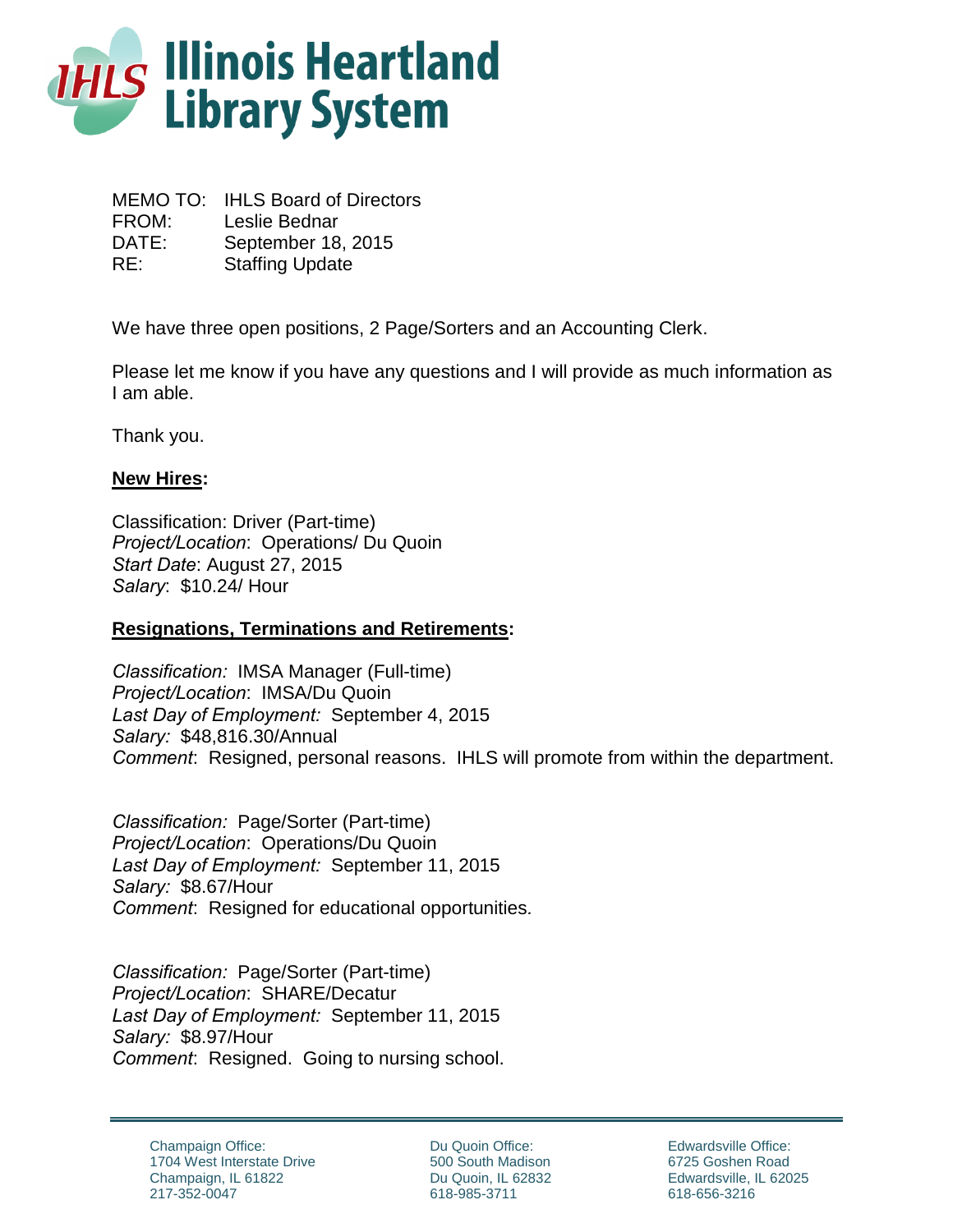# Illinois Heartland Library System

MEMO TO: IHLS Board of Directors
FROM: Leslie Bednar
DATE: September 18, 2015
RE: Staffing Update

We have three open positions, 2 Page/Sorters and an Accounting Clerk.

Please let me know if you have any questions and I will provide as much information as I am able.

Thank you.

**New Hires:**

Classification: Driver (Part-time)
*Project/Location*: Operations/ Du Quoin
*Start Date*: August 27, 2015
*Salary*: $10.24/ Hour

**Resignations, Terminations and Retirements:**

*Classification:* IMSA Manager (Full-time)
*Project/Location*: IMSA/Du Quoin
*Last Day of Employment:* September 4, 2015
*Salary:* $48,816.30/Annual
*Comment*: Resigned, personal reasons. IHLS will promote from within the department.

*Classification:* Page/Sorter (Part-time)
*Project/Location*: Operations/Du Quoin
*Last Day of Employment:* September 11, 2015
*Salary:* $8.67/Hour
*Comment*: Resigned for educational opportunities.

*Classification:* Page/Sorter (Part-time)
*Project/Location*: SHARE/Decatur
*Last Day of Employment:* September 11, 2015
*Salary:* $8.97/Hour
*Comment*: Resigned. Going to nursing school.

Champaign Office:
1704 West Interstate Drive
Champaign, IL 61822
217-352-0047

Du Quoin Office:
500 South Madison
Du Quoin, IL 62832
618-985-3711

Edwardsville Office:
6725 Goshen Road
Edwardsville, IL 62025
618-656-3216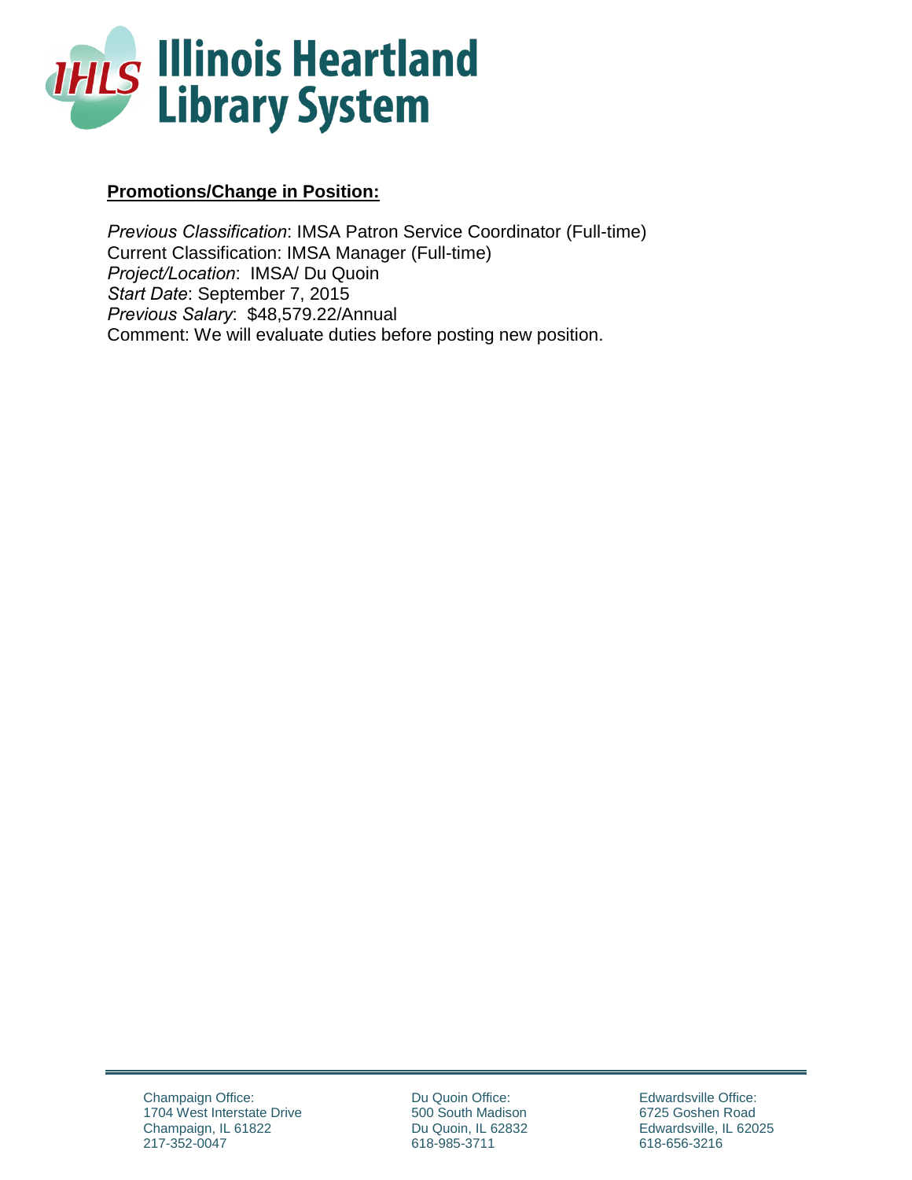# Illinois Heartland Library System

**Promotions/Change in Position:**

*Previous Classification*: IMSA Patron Service Coordinator (Full-time)
Current Classification: IMSA Manager (Full-time)
*Project/Location*: IMSA/ Du Quoin
*Start Date*: September 7, 2015
*Previous Salary*: $48,579.22/Annual
Comment: We will evaluate duties before posting new position.

Champaign Office:
1704 West Interstate Drive
Champaign, IL 61822
217-352-0047

Du Quoin Office:
500 South Madison
Du Quoin, IL 62832
618-985-3711

Edwardsville Office:
6725 Goshen Road
Edwardsville, IL 62025
618-656-3216